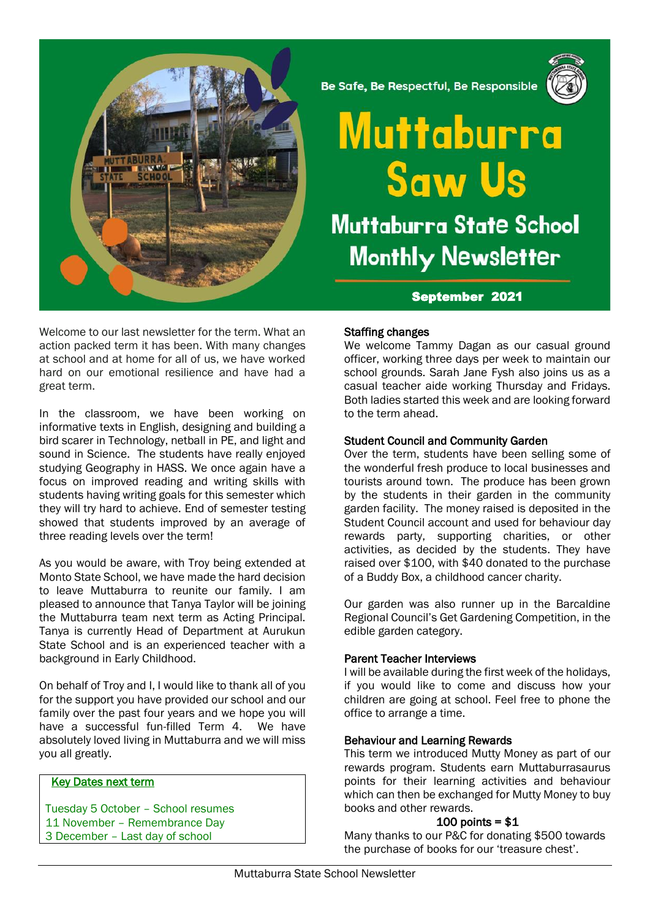Be Safe, Be Respectful, Be Responsible

# Muttaburra Saw Us

## Muttaburra State School Monthly Newsletter

**September 2021**

Welcome to our last newsletter for the term. What an action packed term it has been. With many changes at school and at home for all of us, we have worked hard on our emotional resilience and have had a great term.

In the classroom, we have been working on informative texts in English, designing and building a bird scarer in Technology, netball in PE, and light and sound in Science. The students have really enjoyed studying Geography in HASS. We once again have a focus on improved reading and writing skills with students having writing goals for this semester which they will try hard to achieve. End of semester testing showed that students improved by an average of three reading levels over the term!

As you would be aware, with Troy being extended at Monto State School, we have made the hard decision to leave Muttaburra to reunite our family. I am pleased to announce that Tanya Taylor will be joining the Muttaburra team next term as Acting Principal. Tanya is currently Head of Department at Aurukun State School and is an experienced teacher with a background in Early Childhood.

On behalf of Troy and I, I would like to thank all of you for the support you have provided our school and our family over the past four years and we hope you will have a successful fun-filled Term 4. We have absolutely loved living in Muttaburra and we will miss you all greatly.

**Key Dates next term**

Tuesday 5 October – School resumes
11 November – Remembrance Day
3 December – Last day of school

### Staffing changes

We welcome Tammy Dagan as our casual ground officer, working three days per week to maintain our school grounds. Sarah Jane Fysh also joins us as a casual teacher aide working Thursday and Fridays. Both ladies started this week and are looking forward to the term ahead.

### Student Council and Community Garden

Over the term, students have been selling some of the wonderful fresh produce to local businesses and tourists around town. The produce has been grown by the students in their garden in the community garden facility. The money raised is deposited in the Student Council account and used for behaviour day rewards party, supporting charities, or other activities, as decided by the students. They have raised over $100, with $40 donated to the purchase of a Buddy Box, a childhood cancer charity.

Our garden was also runner up in the Barcaldine Regional Council's Get Gardening Competition, in the edible garden category.

### Parent Teacher Interviews

I will be available during the first week of the holidays, if you would like to come and discuss how your children are going at school. Feel free to phone the office to arrange a time.

### Behaviour and Learning Rewards

This term we introduced Mutty Money as part of our rewards program. Students earn Muttaburrasaurus points for their learning activities and behaviour which can then be exchanged for Mutty Money to buy books and other rewards.

**100 points = $1**

Many thanks to our P&C for donating $500 towards the purchase of books for our 'treasure chest'.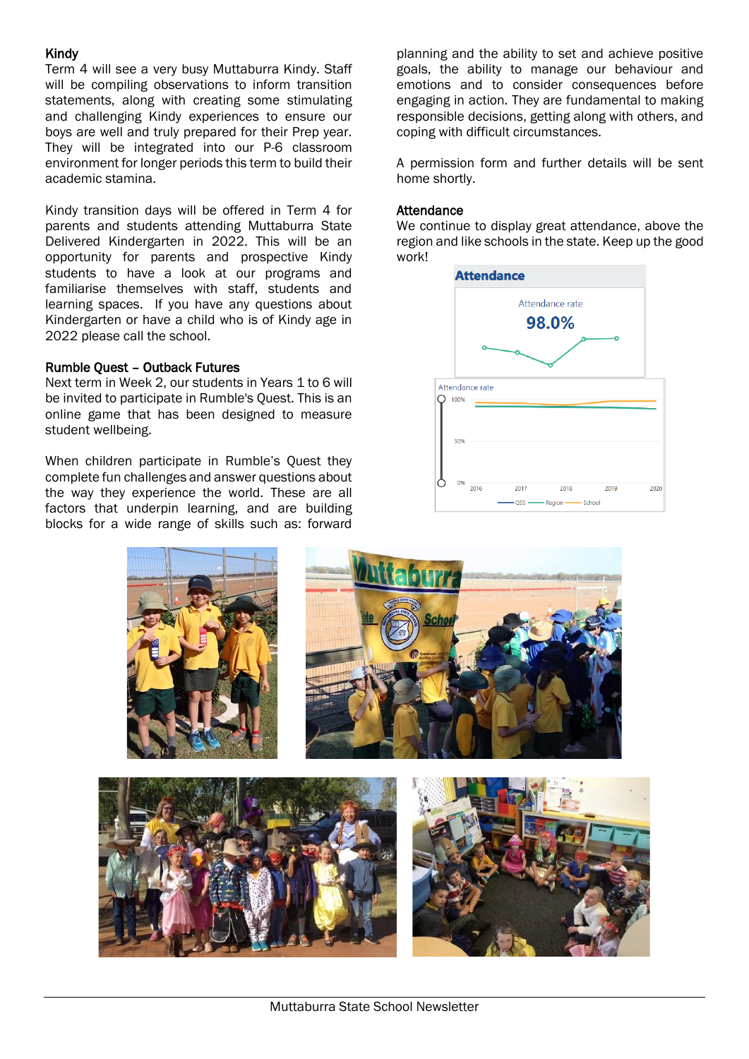## Kindy

Term 4 will see a very busy Muttaburra Kindy. Staff will be compiling observations to inform transition statements, along with creating some stimulating and challenging Kindy experiences to ensure our boys are well and truly prepared for their Prep year. They will be integrated into our P-6 classroom environment for longer periods this term to build their academic stamina.

Kindy transition days will be offered in Term 4 for parents and students attending Muttaburra State Delivered Kindergarten in 2022. This will be an opportunity for parents and prospective Kindy students to have a look at our programs and familiarise themselves with staff, students and learning spaces. If you have any questions about Kindergarten or have a child who is of Kindy age in 2022 please call the school.

## Rumble Quest – Outback Futures

Next term in Week 2, our students in Years 1 to 6 will be invited to participate in Rumble's Quest. This is an online game that has been designed to measure student wellbeing.

When children participate in Rumble's Quest they complete fun challenges and answer questions about the way they experience the world. These are all factors that underpin learning, and are building blocks for a wide range of skills such as: forward planning and the ability to set and achieve positive goals, the ability to manage our behaviour and emotions and to consider consequences before engaging in action. They are fundamental to making responsible decisions, getting along with others, and coping with difficult circumstances.

A permission form and further details will be sent home shortly.

## Attendance

We continue to display great attendance, above the region and like schools in the state. Keep up the good work!

Attendance

Attendance rate

98.0%

Attendance rate

100%

50%

0%

2016 2017 2018 2019 2020

QSS Region School